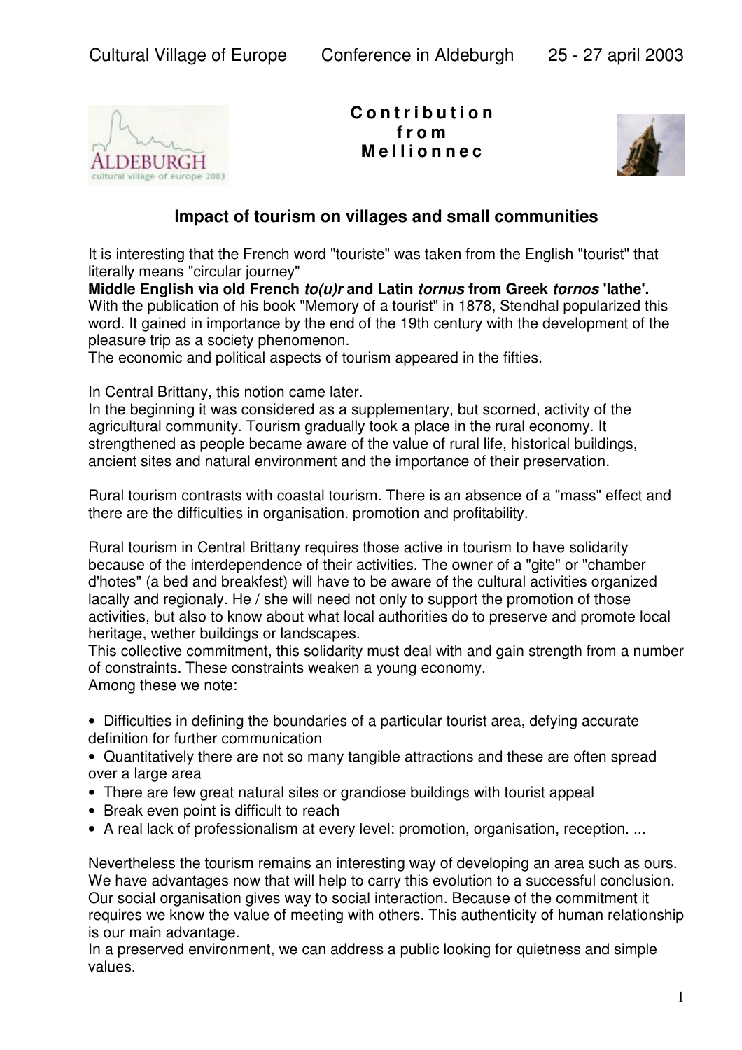**C o n t r i b u t i o n f r o m M e l l i o n n e c**

## Impact of tourism on villages and small communities

It is interesting that the French word "touriste" was taken from the English "tourist" that literally means "circular journey"

**Middle English via old French *to(u)r* and Latin *tornus* from Greek *tornos* 'lathe'.**

With the publication of his book "Memory of a tourist" in 1878, Stendhal popularized this word. It gained in importance by the end of the 19th century with the development of the pleasure trip as a society phenomenon.

The economic and political aspects of tourism appeared in the fifties.

In Central Brittany, this notion came later.

In the beginning it was considered as a supplementary, but scorned, activity of the agricultural community. Tourism gradually took a place in the rural economy. It strengthened as people became aware of the value of rural life, historical buildings, ancient sites and natural environment and the importance of their preservation.

Rural tourism contrasts with coastal tourism. There is an absence of a "mass" effect and there are the difficulties in organisation. promotion and profitability.

Rural tourism in Central Brittany requires those active in tourism to have solidarity because of the interdependence of their activities. The owner of a "gite" or "chamber d'hotes" (a bed and breakfest) will have to be aware of the cultural activities organized lacally and regionaly. He / she will need not only to support the promotion of those activities, but also to know about what local authorities do to preserve and promote local heritage, wether buildings or landscapes.

This collective commitment, this solidarity must deal with and gain strength from a number of constraints. These constraints weaken a young economy.

Among these we note:

- Difficulties in defining the boundaries of a particular tourist area, defying accurate definition for further communication
- Quantitatively there are not so many tangible attractions and these are often spread over a large area
- There are few great natural sites or grandiose buildings with tourist appeal
- Break even point is difficult to reach
- A real lack of professionalism at every level: promotion, organisation, reception. ...

Nevertheless the tourism remains an interesting way of developing an area such as ours. We have advantages now that will help to carry this evolution to a successful conclusion. Our social organisation gives way to social interaction. Because of the commitment it requires we know the value of meeting with others. This authenticity of human relationship is our main advantage.

In a preserved environment, we can address a public looking for quietness and simple values.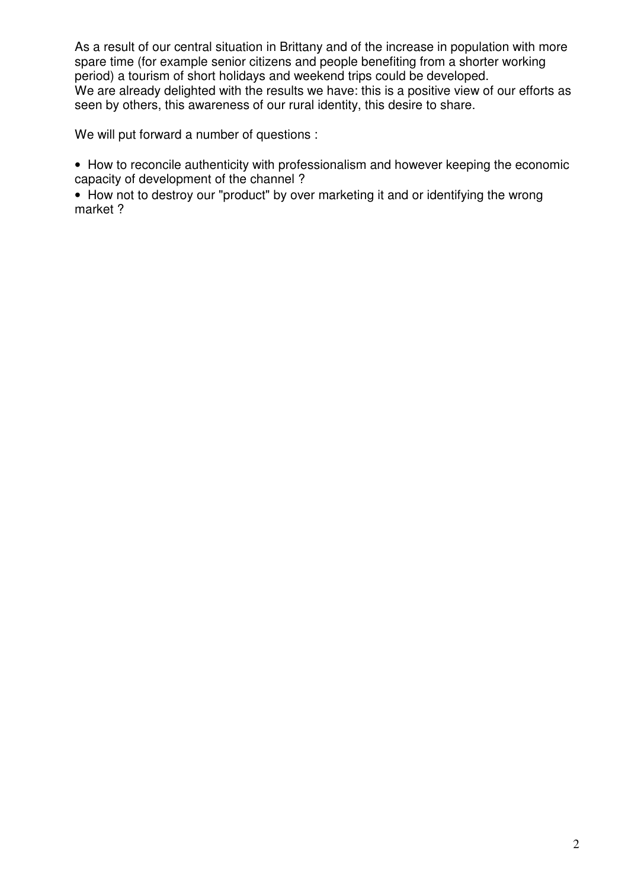As a result of our central situation in Brittany and of the increase in population with more spare time (for example senior citizens and people benefiting from a shorter working period) a tourism of short holidays and weekend trips could be developed.
We are already delighted with the results we have: this is a positive view of our efforts as seen by others, this awareness of our rural identity, this desire to share.

We will put forward a number of questions :

- How to reconcile authenticity with professionalism and however keeping the economic capacity of development of the channel ?
- How not to destroy our "product" by over marketing it and or identifying the wrong market ?